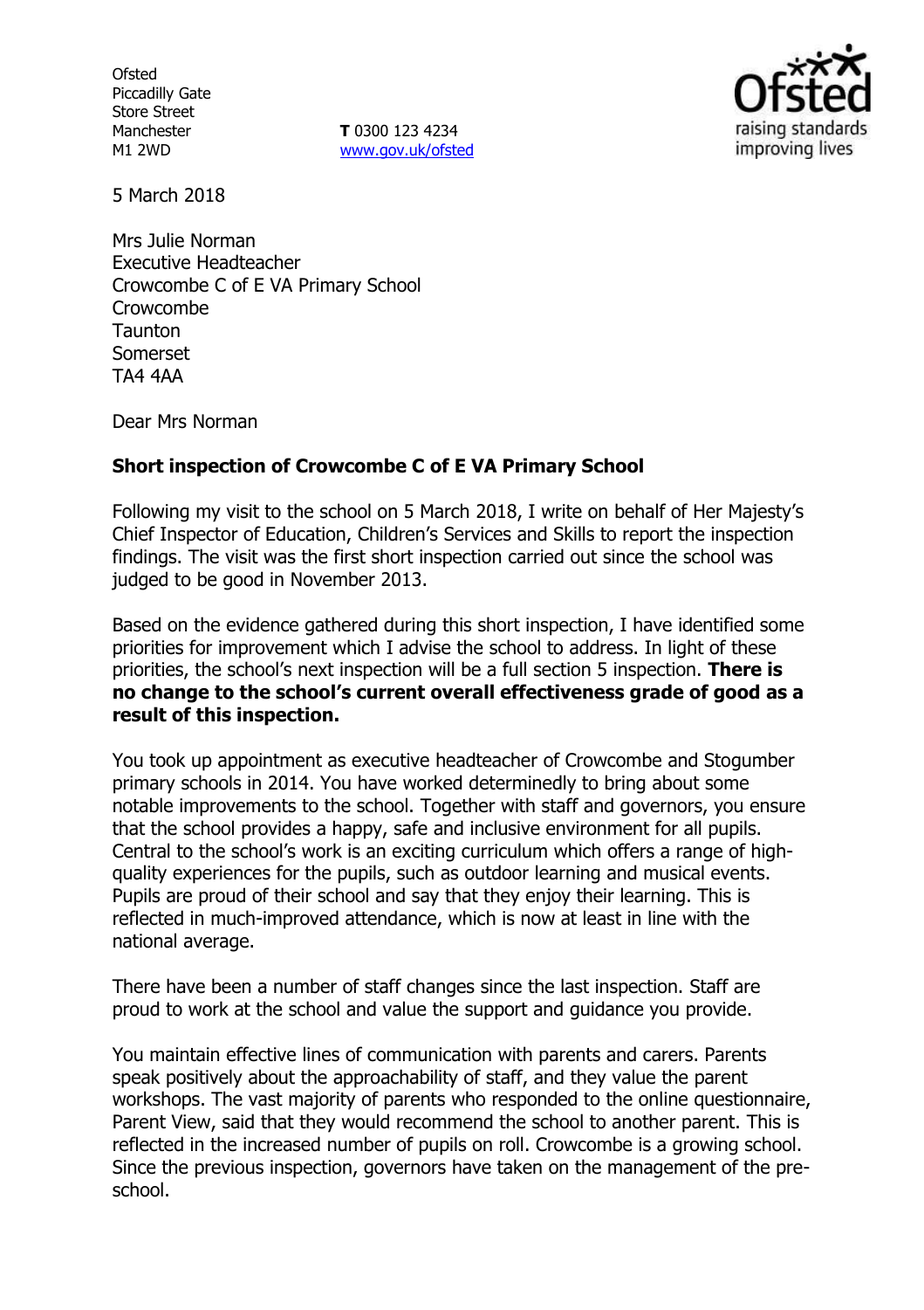Ofsted
Piccadilly Gate
Store Street
Manchester
M1 2WD

**T** 0300 123 4234
www.gov.uk/ofsted

5 March 2018

Mrs Julie Norman
Executive Headteacher
Crowcombe C of E VA Primary School
Crowcombe
Taunton
Somerset
TA4 4AA

Dear Mrs Norman

**Short inspection of Crowcombe C of E VA Primary School**

Following my visit to the school on 5 March 2018, I write on behalf of Her Majesty's Chief Inspector of Education, Children's Services and Skills to report the inspection findings. The visit was the first short inspection carried out since the school was judged to be good in November 2013.

Based on the evidence gathered during this short inspection, I have identified some priorities for improvement which I advise the school to address. In light of these priorities, the school's next inspection will be a full section 5 inspection. **There is no change to the school's current overall effectiveness grade of good as a result of this inspection.**

You took up appointment as executive headteacher of Crowcombe and Stogumber primary schools in 2014. You have worked determinedly to bring about some notable improvements to the school. Together with staff and governors, you ensure that the school provides a happy, safe and inclusive environment for all pupils. Central to the school's work is an exciting curriculum which offers a range of high-quality experiences for the pupils, such as outdoor learning and musical events. Pupils are proud of their school and say that they enjoy their learning. This is reflected in much-improved attendance, which is now at least in line with the national average.

There have been a number of staff changes since the last inspection. Staff are proud to work at the school and value the support and guidance you provide.

You maintain effective lines of communication with parents and carers. Parents speak positively about the approachability of staff, and they value the parent workshops. The vast majority of parents who responded to the online questionnaire, Parent View, said that they would recommend the school to another parent. This is reflected in the increased number of pupils on roll. Crowcombe is a growing school. Since the previous inspection, governors have taken on the management of the pre-school.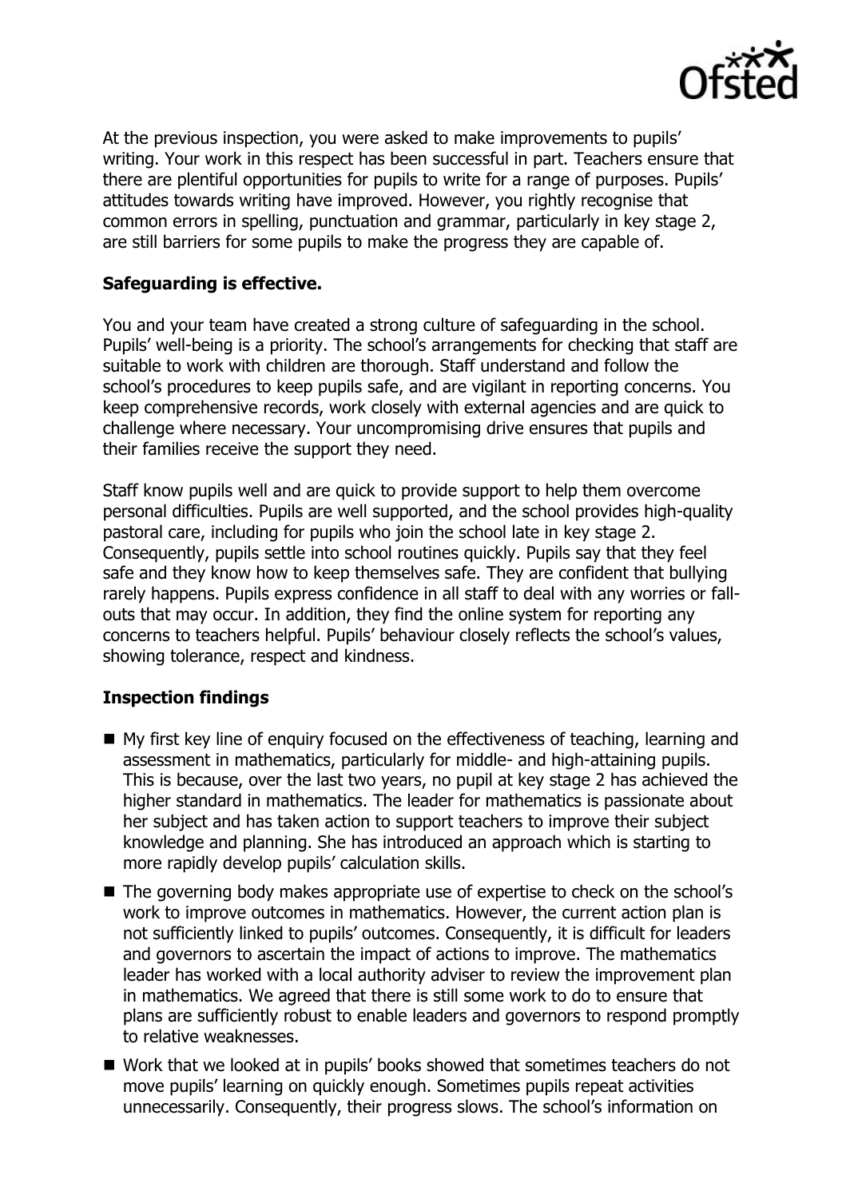At the previous inspection, you were asked to make improvements to pupils' writing. Your work in this respect has been successful in part. Teachers ensure that there are plentiful opportunities for pupils to write for a range of purposes. Pupils' attitudes towards writing have improved. However, you rightly recognise that common errors in spelling, punctuation and grammar, particularly in key stage 2, are still barriers for some pupils to make the progress they are capable of.

## Safeguarding is effective.

You and your team have created a strong culture of safeguarding in the school. Pupils' well-being is a priority. The school's arrangements for checking that staff are suitable to work with children are thorough. Staff understand and follow the school's procedures to keep pupils safe, and are vigilant in reporting concerns. You keep comprehensive records, work closely with external agencies and are quick to challenge where necessary. Your uncompromising drive ensures that pupils and their families receive the support they need.

Staff know pupils well and are quick to provide support to help them overcome personal difficulties. Pupils are well supported, and the school provides high-quality pastoral care, including for pupils who join the school late in key stage 2. Consequently, pupils settle into school routines quickly. Pupils say that they feel safe and they know how to keep themselves safe. They are confident that bullying rarely happens. Pupils express confidence in all staff to deal with any worries or fall-outs that may occur. In addition, they find the online system for reporting any concerns to teachers helpful. Pupils' behaviour closely reflects the school's values, showing tolerance, respect and kindness.

## Inspection findings

- My first key line of enquiry focused on the effectiveness of teaching, learning and assessment in mathematics, particularly for middle- and high-attaining pupils. This is because, over the last two years, no pupil at key stage 2 has achieved the higher standard in mathematics. The leader for mathematics is passionate about her subject and has taken action to support teachers to improve their subject knowledge and planning. She has introduced an approach which is starting to more rapidly develop pupils' calculation skills.
- The governing body makes appropriate use of expertise to check on the school's work to improve outcomes in mathematics. However, the current action plan is not sufficiently linked to pupils' outcomes. Consequently, it is difficult for leaders and governors to ascertain the impact of actions to improve. The mathematics leader has worked with a local authority adviser to review the improvement plan in mathematics. We agreed that there is still some work to do to ensure that plans are sufficiently robust to enable leaders and governors to respond promptly to relative weaknesses.
- Work that we looked at in pupils' books showed that sometimes teachers do not move pupils' learning on quickly enough. Sometimes pupils repeat activities unnecessarily. Consequently, their progress slows. The school's information on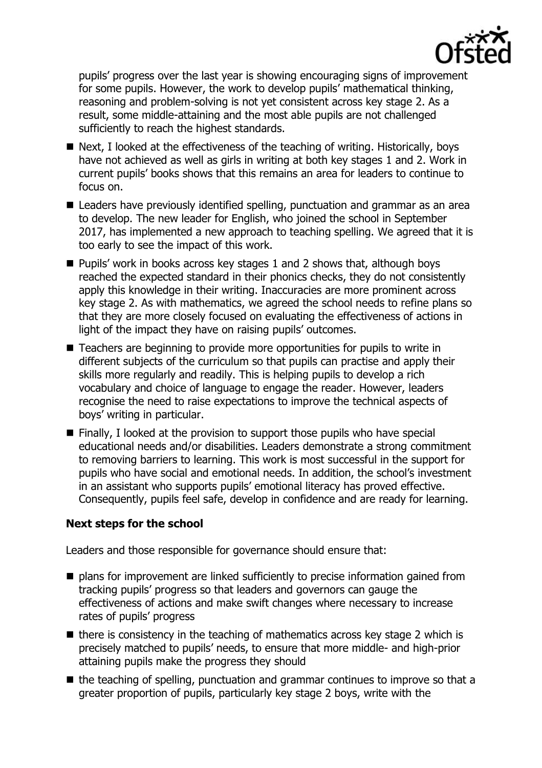pupils' progress over the last year is showing encouraging signs of improvement for some pupils. However, the work to develop pupils' mathematical thinking, reasoning and problem-solving is not yet consistent across key stage 2. As a result, some middle-attaining and the most able pupils are not challenged sufficiently to reach the highest standards.

- Next, I looked at the effectiveness of the teaching of writing. Historically, boys have not achieved as well as girls in writing at both key stages 1 and 2. Work in current pupils' books shows that this remains an area for leaders to continue to focus on.
- Leaders have previously identified spelling, punctuation and grammar as an area to develop. The new leader for English, who joined the school in September 2017, has implemented a new approach to teaching spelling. We agreed that it is too early to see the impact of this work.
- Pupils' work in books across key stages 1 and 2 shows that, although boys reached the expected standard in their phonics checks, they do not consistently apply this knowledge in their writing. Inaccuracies are more prominent across key stage 2. As with mathematics, we agreed the school needs to refine plans so that they are more closely focused on evaluating the effectiveness of actions in light of the impact they have on raising pupils' outcomes.
- Teachers are beginning to provide more opportunities for pupils to write in different subjects of the curriculum so that pupils can practise and apply their skills more regularly and readily. This is helping pupils to develop a rich vocabulary and choice of language to engage the reader. However, leaders recognise the need to raise expectations to improve the technical aspects of boys' writing in particular.
- Finally, I looked at the provision to support those pupils who have special educational needs and/or disabilities. Leaders demonstrate a strong commitment to removing barriers to learning. This work is most successful in the support for pupils who have social and emotional needs. In addition, the school's investment in an assistant who supports pupils' emotional literacy has proved effective. Consequently, pupils feel safe, develop in confidence and are ready for learning.

### Next steps for the school

Leaders and those responsible for governance should ensure that:

- plans for improvement are linked sufficiently to precise information gained from tracking pupils' progress so that leaders and governors can gauge the effectiveness of actions and make swift changes where necessary to increase rates of pupils' progress
- there is consistency in the teaching of mathematics across key stage 2 which is precisely matched to pupils' needs, to ensure that more middle- and high-prior attaining pupils make the progress they should
- the teaching of spelling, punctuation and grammar continues to improve so that a greater proportion of pupils, particularly key stage 2 boys, write with the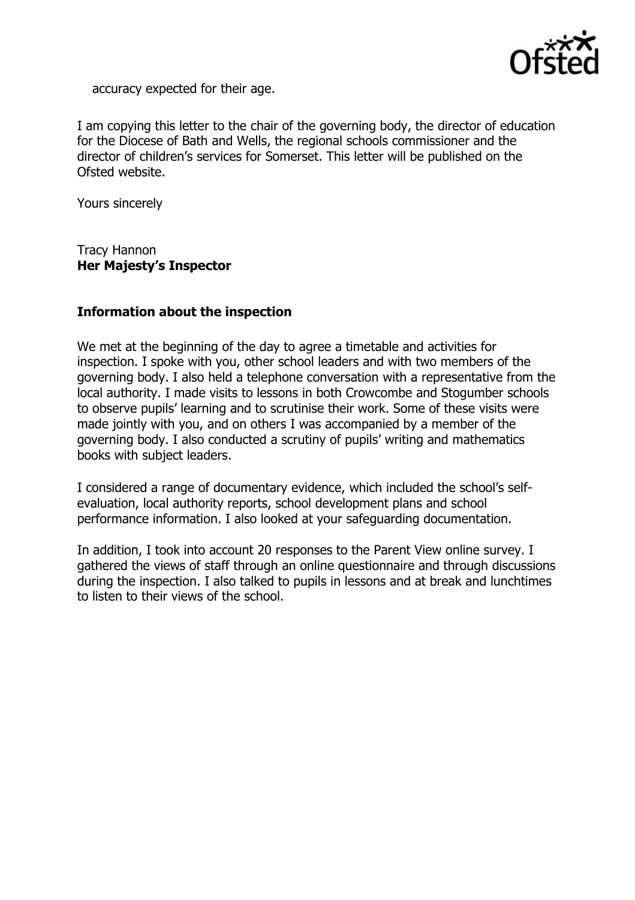accuracy expected for their age.

I am copying this letter to the chair of the governing body, the director of education for the Diocese of Bath and Wells, the regional schools commissioner and the director of children's services for Somerset. This letter will be published on the Ofsted website.

Yours sincerely

Tracy Hannon
**Her Majesty's Inspector**

## Information about the inspection

We met at the beginning of the day to agree a timetable and activities for inspection. I spoke with you, other school leaders and with two members of the governing body. I also held a telephone conversation with a representative from the local authority. I made visits to lessons in both Crowcombe and Stogumber schools to observe pupils' learning and to scrutinise their work. Some of these visits were made jointly with you, and on others I was accompanied by a member of the governing body. I also conducted a scrutiny of pupils' writing and mathematics books with subject leaders.

I considered a range of documentary evidence, which included the school's self-evaluation, local authority reports, school development plans and school performance information. I also looked at your safeguarding documentation.

In addition, I took into account 20 responses to the Parent View online survey. I gathered the views of staff through an online questionnaire and through discussions during the inspection. I also talked to pupils in lessons and at break and lunchtimes to listen to their views of the school.